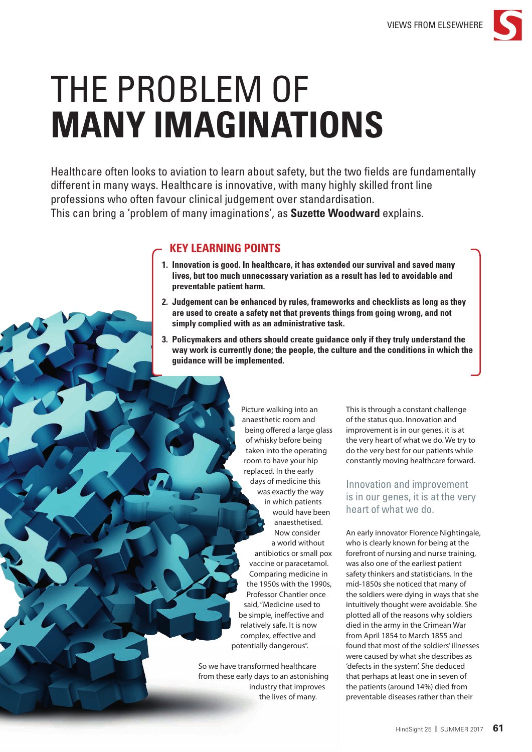# THE PROBLEM OF **MANY IMAGINATIONS**

Healthcare often looks to aviation to learn about safety, but the two fields are fundamentally different in many ways. Healthcare is innovative, with many highly skilled front line professions who often favour clinical judgement over standardisation. This can bring a 'problem of many imaginations', as **Suzette Woodward** explains.

## KEY LEARNING POINTS

1. **Innovation is good. In healthcare, it has extended our survival and saved many lives, but too much unnecessary variation as a result has led to avoidable and preventable patient harm.**
2. **Judgement can be enhanced by rules, frameworks and checklists as long as they are used to create a safety net that prevents things from going wrong, and not simply complied with as an administrative task.**
3. **Policymakers and others should create guidance only if they truly understand the way work is currently done; the people, the culture and the conditions in which the guidance will be implemented.**

Picture walking into an anaesthetic room and being offered a large glass of whisky before being taken into the operating room to have your hip replaced. In the early days of medicine this was exactly the way in which patients would have been anaesthetised. Now consider a world without antibiotics or small pox vaccine or paracetamol. Comparing medicine in the 1950s with the 1990s, Professor Chantler once said, "Medicine used to be simple, ineffective and relatively safe. It is now complex, effective and potentially dangerous".

So we have transformed healthcare from these early days to an astonishing industry that improves the lives of many. This is through a constant challenge of the status quo. Innovation and improvement is in our genes, it is at the very heart of what we do. We try to do the very best for our patients while constantly moving healthcare forward.

> Innovation and improvement is in our genes, it is at the very heart of what we do.

An early innovator Florence Nightingale, who is clearly known for being at the forefront of nursing and nurse training, was also one of the earliest patient safety thinkers and statisticians. In the mid-1850s she noticed that many of the soldiers were dying in ways that she intuitively thought were avoidable. She plotted all of the reasons why soldiers died in the army in the Crimean War from April 1854 to March 1855 and found that most of the soldiers' illnesses were caused by what she describes as 'defects in the system'. She deduced that perhaps at least one in seven of the patients (around 14%) died from preventable diseases rather than their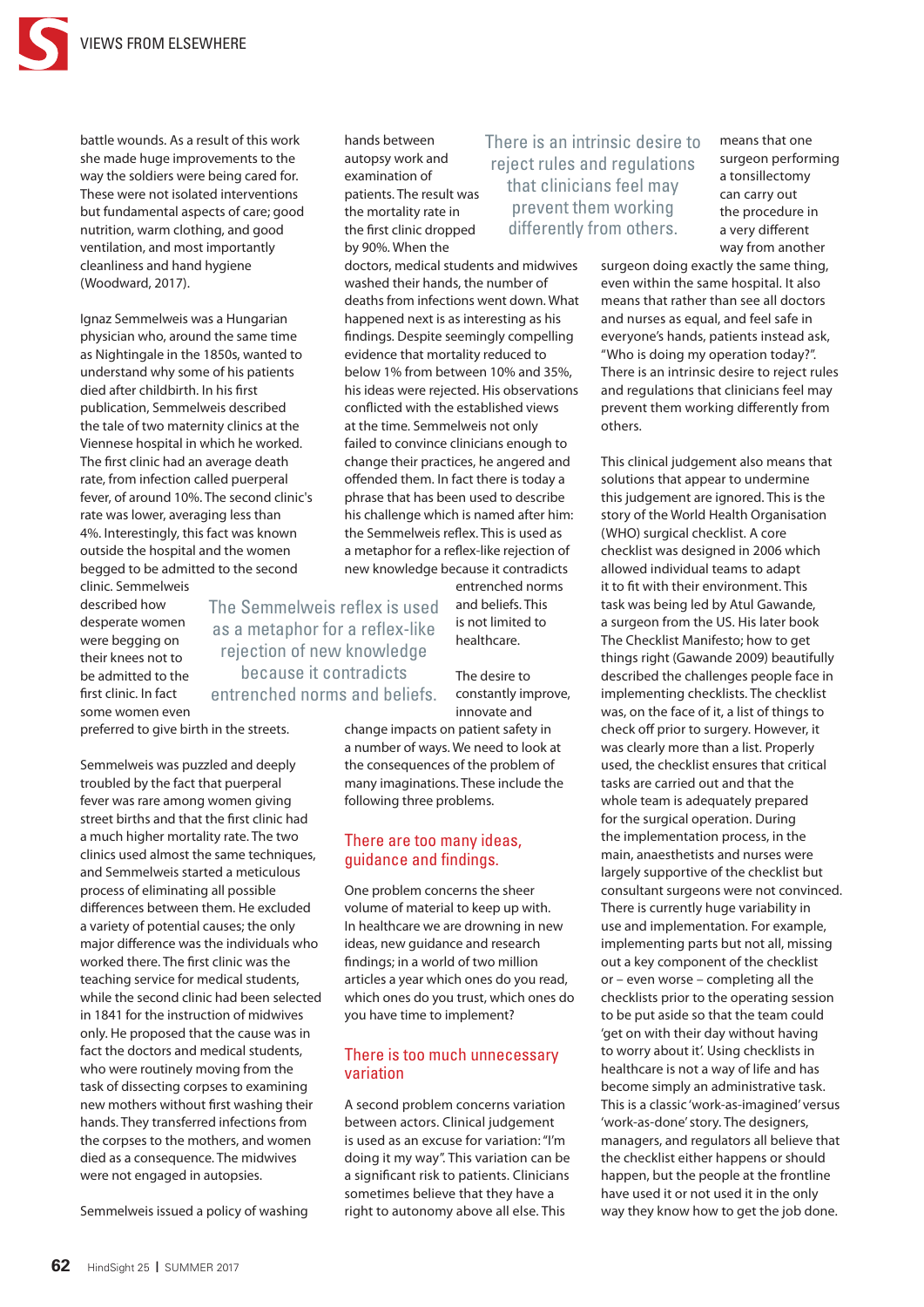battle wounds. As a result of this work she made huge improvements to the way the soldiers were being cared for. These were not isolated interventions but fundamental aspects of care; good nutrition, warm clothing, and good ventilation, and most importantly cleanliness and hand hygiene (Woodward, 2017).

Ignaz Semmelweis was a Hungarian physician who, around the same time as Nightingale in the 1850s, wanted to understand why some of his patients died after childbirth. In his first publication, Semmelweis described the tale of two maternity clinics at the Viennese hospital in which he worked. The first clinic had an average death rate, from infection called puerperal fever, of around 10%. The second clinic's rate was lower, averaging less than 4%. Interestingly, this fact was known outside the hospital and the women begged to be admitted to the second clinic. Semmelweis described how desperate women were begging on their knees not to be admitted to the first clinic. In fact some women even preferred to give birth in the streets.

> The Semmelweis reflex is used as a metaphor for a reflex-like rejection of new knowledge because it contradicts entrenched norms and beliefs.

Semmelweis was puzzled and deeply troubled by the fact that puerperal fever was rare among women giving street births and that the first clinic had a much higher mortality rate. The two clinics used almost the same techniques, and Semmelweis started a meticulous process of eliminating all possible differences between them. He excluded a variety of potential causes; the only major difference was the individuals who worked there. The first clinic was the teaching service for medical students, while the second clinic had been selected in 1841 for the instruction of midwives only. He proposed that the cause was in fact the doctors and medical students, who were routinely moving from the task of dissecting corpses to examining new mothers without first washing their hands. They transferred infections from the corpses to the mothers, and women died as a consequence. The midwives were not engaged in autopsies.

Semmelweis issued a policy of washing hands between autopsy work and examination of patients. The result was the mortality rate in the first clinic dropped by 90%. When the doctors, medical students and midwives washed their hands, the number of deaths from infections went down. What happened next is as interesting as his findings. Despite seemingly compelling evidence that mortality reduced to below 1% from between 10% and 35%, his ideas were rejected. His observations conflicted with the established views at the time. Semmelweis not only failed to convince clinicians enough to change their practices, he angered and offended them. In fact there is today a phrase that has been used to describe his challenge which is named after him: the Semmelweis reflex. This is used as a metaphor for a reflex-like rejection of new knowledge because it contradicts entrenched norms and beliefs. This is not limited to healthcare.

The desire to constantly improve, innovate and change impacts on patient safety in a number of ways. We need to look at the consequences of the problem of many imaginations. These include the following three problems.

## There are too many ideas, guidance and findings.

One problem concerns the sheer volume of material to keep up with. In healthcare we are drowning in new ideas, new guidance and research findings; in a world of two million articles a year which ones do you read, which ones do you trust, which ones do you have time to implement?

## There is too much unnecessary variation

A second problem concerns variation between actors. Clinical judgement is used as an excuse for variation: "I'm doing it my way". This variation can be a significant risk to patients. Clinicians sometimes believe that they have a right to autonomy above all else. This means that one surgeon performing a tonsillectomy can carry out the procedure in a very different way from another surgeon doing exactly the same thing, even within the same hospital. It also means that rather than see all doctors and nurses as equal, and feel safe in everyone's hands, patients instead ask, "Who is doing my operation today?". There is an intrinsic desire to reject rules and regulations that clinicians feel may prevent them working differently from others.

> There is an intrinsic desire to reject rules and regulations that clinicians feel may prevent them working differently from others.

This clinical judgement also means that solutions that appear to undermine this judgement are ignored. This is the story of the World Health Organisation (WHO) surgical checklist. A core checklist was designed in 2006 which allowed individual teams to adapt it to fit with their environment. This task was being led by Atul Gawande, a surgeon from the US. His later book The Checklist Manifesto; how to get things right (Gawande 2009) beautifully described the challenges people face in implementing checklists. The checklist was, on the face of it, a list of things to check off prior to surgery. However, it was clearly more than a list. Properly used, the checklist ensures that critical tasks are carried out and that the whole team is adequately prepared for the surgical operation. During the implementation process, in the main, anaesthetists and nurses were largely supportive of the checklist but consultant surgeons were not convinced. There is currently huge variability in use and implementation. For example, implementing parts but not all, missing out a key component of the checklist or – even worse – completing all the checklists prior to the operating session to be put aside so that the team could 'get on with their day without having to worry about it'. Using checklists in healthcare is not a way of life and has become simply an administrative task. This is a classic 'work-as-imagined' versus 'work-as-done' story. The designers, managers, and regulators all believe that the checklist either happens or should happen, but the people at the frontline have used it or not used it in the only way they know how to get the job done.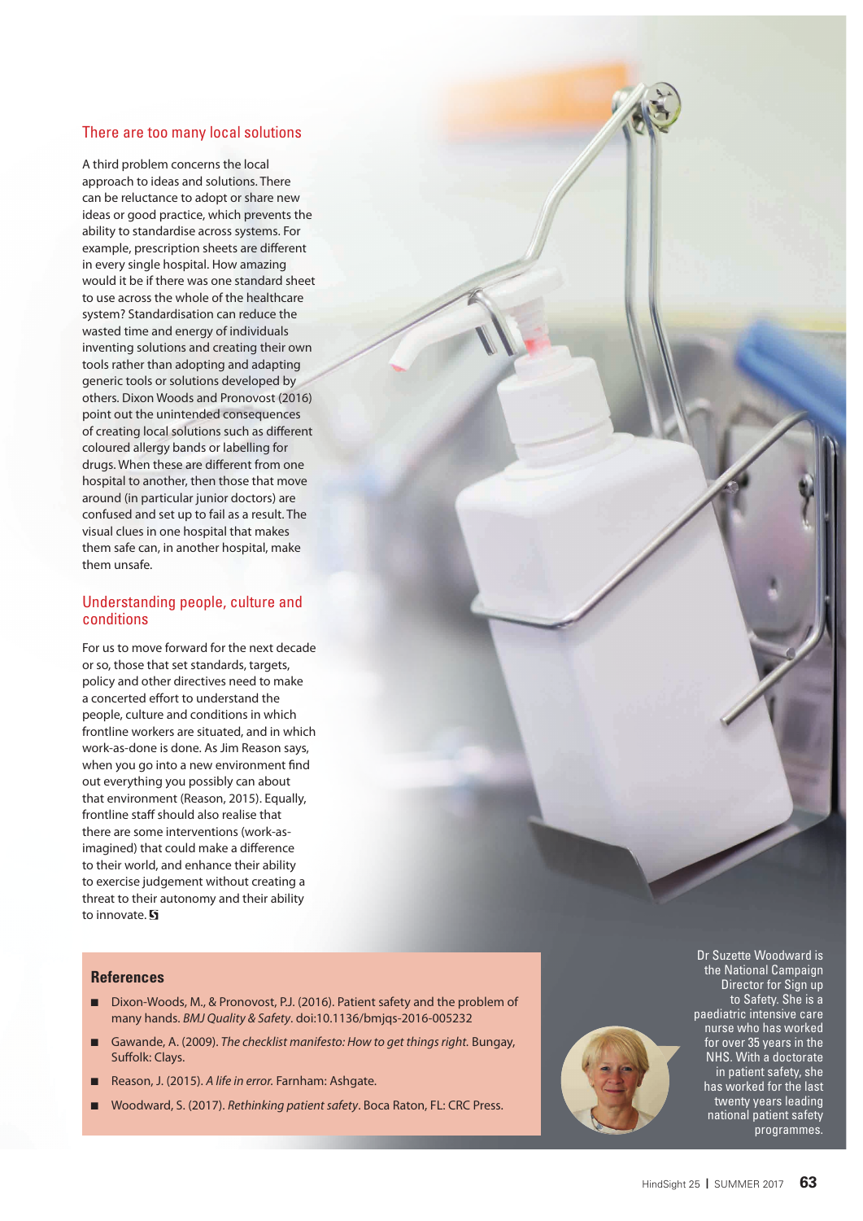## There are too many local solutions

A third problem concerns the local approach to ideas and solutions. There can be reluctance to adopt or share new ideas or good practice, which prevents the ability to standardise across systems. For example, prescription sheets are different in every single hospital. How amazing would it be if there was one standard sheet to use across the whole of the healthcare system? Standardisation can reduce the wasted time and energy of individuals inventing solutions and creating their own tools rather than adopting and adapting generic tools or solutions developed by others. Dixon Woods and Pronovost (2016) point out the unintended consequences of creating local solutions such as different coloured allergy bands or labelling for drugs. When these are different from one hospital to another, then those that move around (in particular junior doctors) are confused and set up to fail as a result. The visual clues in one hospital that makes them safe can, in another hospital, make them unsafe.

## Understanding people, culture and conditions

For us to move forward for the next decade or so, those that set standards, targets, policy and other directives need to make a concerted effort to understand the people, culture and conditions in which frontline workers are situated, and in which work-as-done is done. As Jim Reason says, when you go into a new environment find out everything you possibly can about that environment (Reason, 2015). Equally, frontline staff should also realise that there are some interventions (work-as-imagined) that could make a difference to their world, and enhance their ability to exercise judgement without creating a threat to their autonomy and their ability to innovate.

### References

- Dixon-Woods, M., & Pronovost, P.J. (2016). Patient safety and the problem of many hands. *BMJ Quality & Safety*. doi:10.1136/bmjqs-2016-005232
- Gawande, A. (2009). *The checklist manifesto: How to get things right.* Bungay, Suffolk: Clays.
- Reason, J. (2015). *A life in error.* Farnham: Ashgate.
- Woodward, S. (2017). *Rethinking patient safety*. Boca Raton, FL: CRC Press.

Dr Suzette Woodward is the National Campaign Director for Sign up to Safety. She is a paediatric intensive care nurse who has worked for over 35 years in the NHS. With a doctorate in patient safety, she has worked for the last twenty years leading national patient safety programmes.